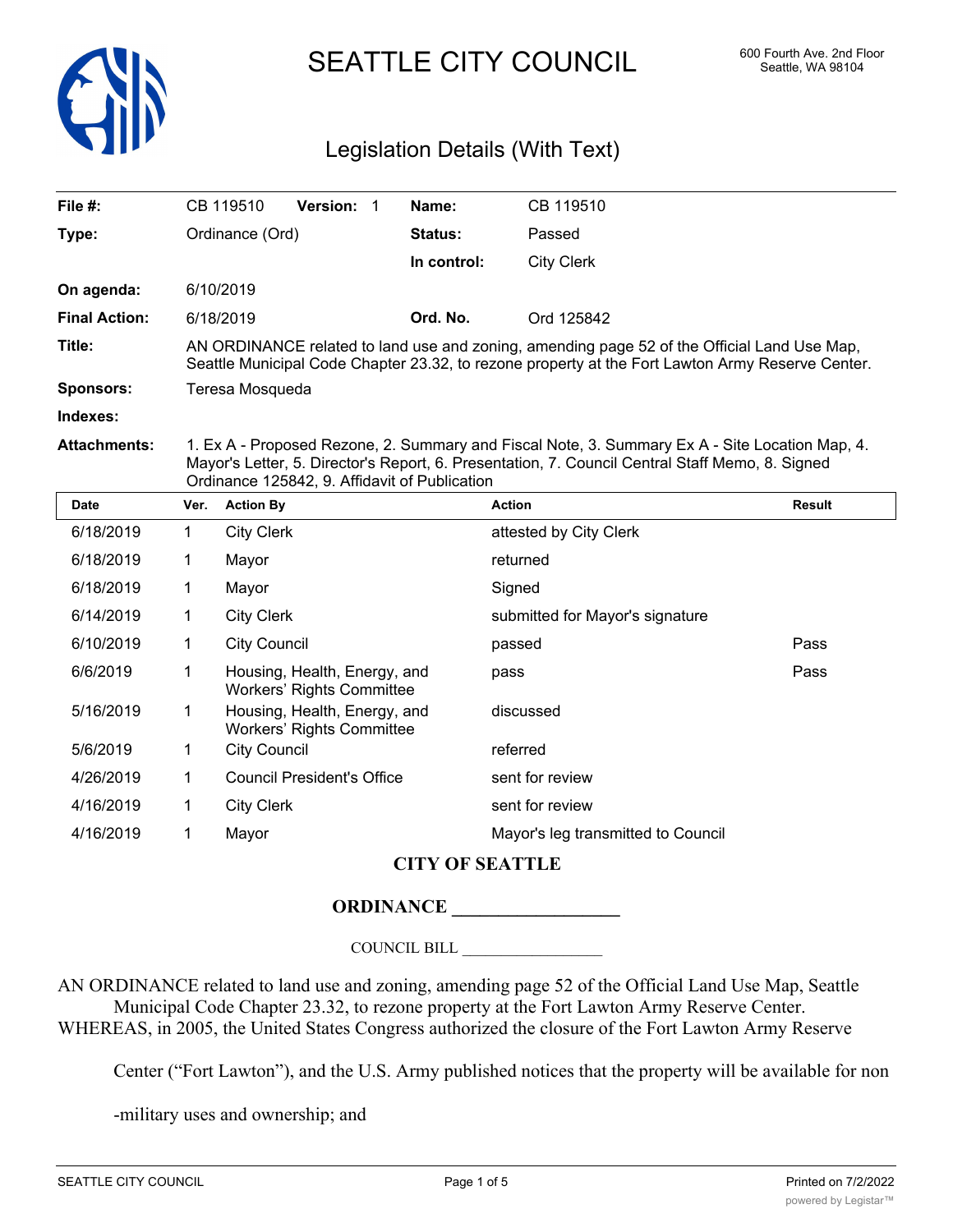# SEATTLE CITY COUNCIL

600 Fourth Ave. 2nd Floor
Seattle, WA 98104

## Legislation Details (With Text)

| | | | |
|---|---|---|---|
| **File #:** | CB 119510 **Version:** 1 | **Name:** | CB 119510 |
| **Type:** | Ordinance (Ord) | **Status:** | Passed |
| | | **In control:** | City Clerk |
| **On agenda:** | 6/10/2019 | | |
| **Final Action:** | 6/18/2019 | **Ord. No.** | Ord 125842 |

**Title:** AN ORDINANCE related to land use and zoning, amending page 52 of the Official Land Use Map, Seattle Municipal Code Chapter 23.32, to rezone property at the Fort Lawton Army Reserve Center.

**Sponsors:** Teresa Mosqueda

**Indexes:**

**Attachments:** 1. Ex A - Proposed Rezone, 2. Summary and Fiscal Note, 3. Summary Ex A - Site Location Map, 4. Mayor's Letter, 5. Director's Report, 6. Presentation, 7. Council Central Staff Memo, 8. Signed Ordinance 125842, 9. Affidavit of Publication

| Date | Ver. | Action By | Action | Result |
|---|---|---|---|---|
| 6/18/2019 | 1 | City Clerk | attested by City Clerk | |
| 6/18/2019 | 1 | Mayor | returned | |
| 6/18/2019 | 1 | Mayor | Signed | |
| 6/14/2019 | 1 | City Clerk | submitted for Mayor's signature | |
| 6/10/2019 | 1 | City Council | passed | Pass |
| 6/6/2019 | 1 | Housing, Health, Energy, and Workers' Rights Committee | pass | Pass |
| 5/16/2019 | 1 | Housing, Health, Energy, and Workers' Rights Committee | discussed | |
| 5/6/2019 | 1 | City Council | referred | |
| 4/26/2019 | 1 | Council President's Office | sent for review | |
| 4/16/2019 | 1 | City Clerk | sent for review | |
| 4/16/2019 | 1 | Mayor | Mayor's leg transmitted to Council | |

**CITY OF SEATTLE**

**ORDINANCE __________________**

COUNCIL BILL __________________

AN ORDINANCE related to land use and zoning, amending page 52 of the Official Land Use Map, Seattle Municipal Code Chapter 23.32, to rezone property at the Fort Lawton Army Reserve Center.

WHEREAS, in 2005, the United States Congress authorized the closure of the Fort Lawton Army Reserve Center ("Fort Lawton"), and the U.S. Army published notices that the property will be available for non-military uses and ownership; and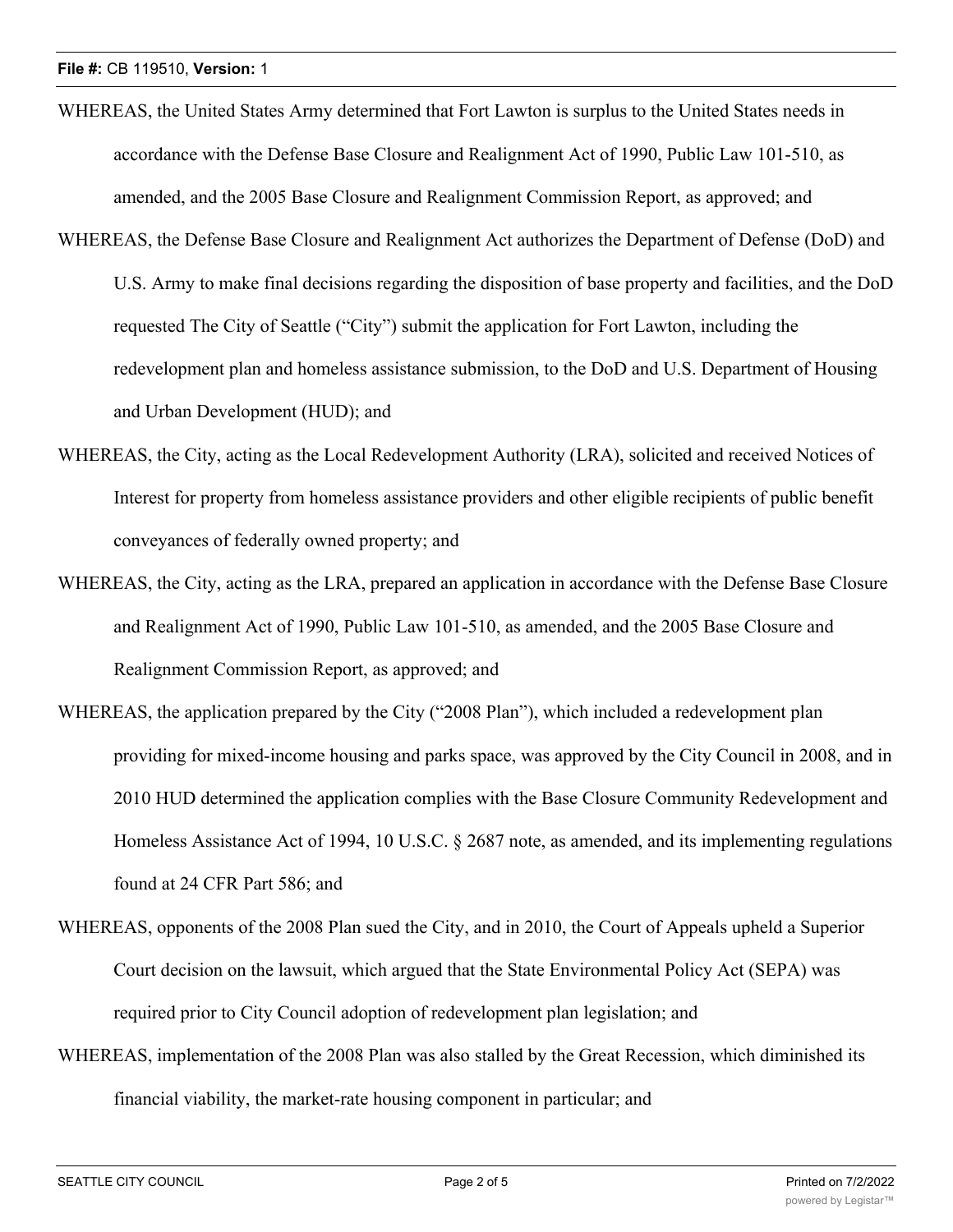WHEREAS, the United States Army determined that Fort Lawton is surplus to the United States needs in accordance with the Defense Base Closure and Realignment Act of 1990, Public Law 101-510, as amended, and the 2005 Base Closure and Realignment Commission Report, as approved; and

WHEREAS, the Defense Base Closure and Realignment Act authorizes the Department of Defense (DoD) and U.S. Army to make final decisions regarding the disposition of base property and facilities, and the DoD requested The City of Seattle ("City") submit the application for Fort Lawton, including the redevelopment plan and homeless assistance submission, to the DoD and U.S. Department of Housing and Urban Development (HUD); and

WHEREAS, the City, acting as the Local Redevelopment Authority (LRA), solicited and received Notices of Interest for property from homeless assistance providers and other eligible recipients of public benefit conveyances of federally owned property; and

WHEREAS, the City, acting as the LRA, prepared an application in accordance with the Defense Base Closure and Realignment Act of 1990, Public Law 101-510, as amended, and the 2005 Base Closure and Realignment Commission Report, as approved; and

WHEREAS, the application prepared by the City ("2008 Plan"), which included a redevelopment plan providing for mixed-income housing and parks space, was approved by the City Council in 2008, and in 2010 HUD determined the application complies with the Base Closure Community Redevelopment and Homeless Assistance Act of 1994, 10 U.S.C. § 2687 note, as amended, and its implementing regulations found at 24 CFR Part 586; and

WHEREAS, opponents of the 2008 Plan sued the City, and in 2010, the Court of Appeals upheld a Superior Court decision on the lawsuit, which argued that the State Environmental Policy Act (SEPA) was required prior to City Council adoption of redevelopment plan legislation; and

WHEREAS, implementation of the 2008 Plan was also stalled by the Great Recession, which diminished its financial viability, the market-rate housing component in particular; and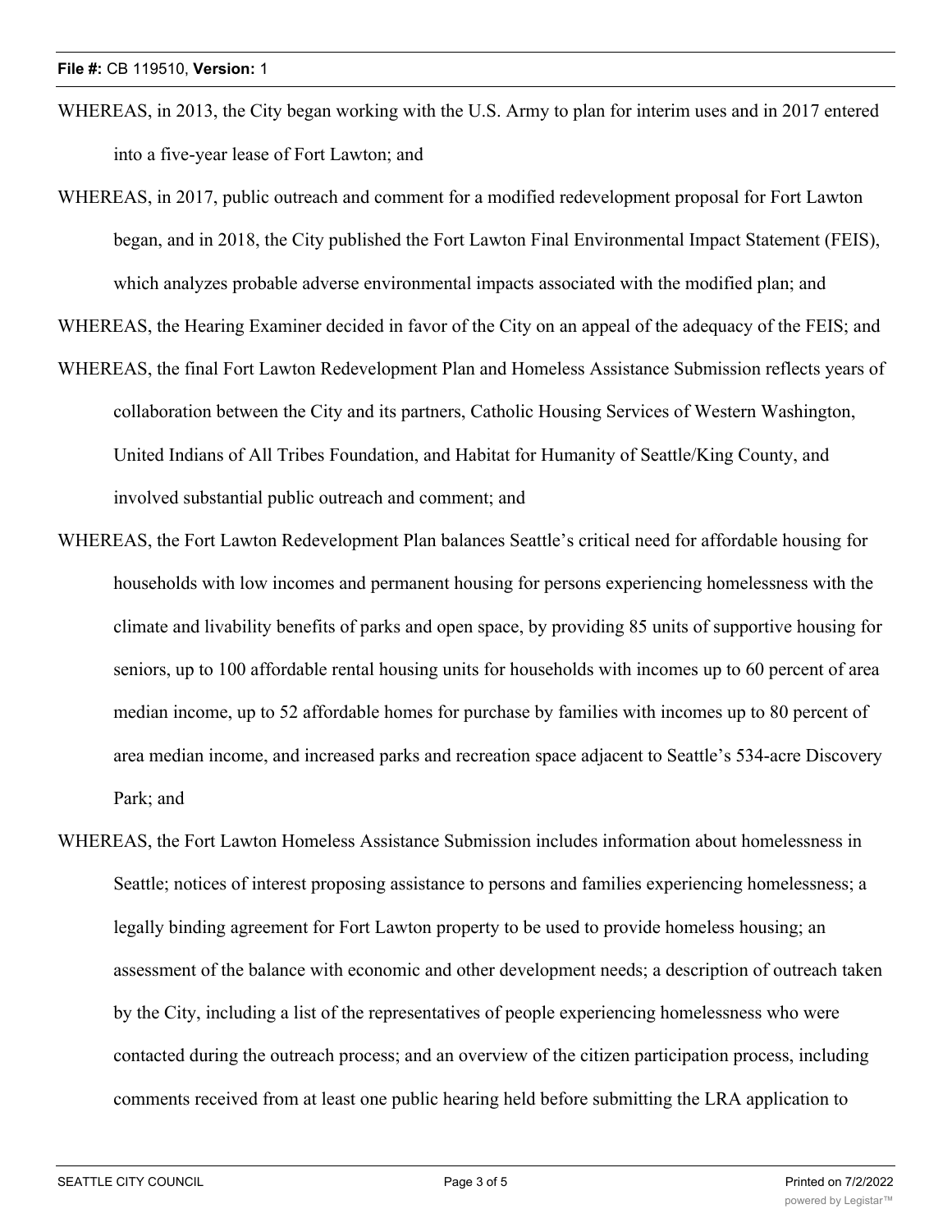WHEREAS, in 2013, the City began working with the U.S. Army to plan for interim uses and in 2017 entered into a five-year lease of Fort Lawton; and

WHEREAS, in 2017, public outreach and comment for a modified redevelopment proposal for Fort Lawton began, and in 2018, the City published the Fort Lawton Final Environmental Impact Statement (FEIS), which analyzes probable adverse environmental impacts associated with the modified plan; and

WHEREAS, the Hearing Examiner decided in favor of the City on an appeal of the adequacy of the FEIS; and

WHEREAS, the final Fort Lawton Redevelopment Plan and Homeless Assistance Submission reflects years of collaboration between the City and its partners, Catholic Housing Services of Western Washington, United Indians of All Tribes Foundation, and Habitat for Humanity of Seattle/King County, and involved substantial public outreach and comment; and

WHEREAS, the Fort Lawton Redevelopment Plan balances Seattle's critical need for affordable housing for households with low incomes and permanent housing for persons experiencing homelessness with the climate and livability benefits of parks and open space, by providing 85 units of supportive housing for seniors, up to 100 affordable rental housing units for households with incomes up to 60 percent of area median income, up to 52 affordable homes for purchase by families with incomes up to 80 percent of area median income, and increased parks and recreation space adjacent to Seattle's 534-acre Discovery Park; and

WHEREAS, the Fort Lawton Homeless Assistance Submission includes information about homelessness in Seattle; notices of interest proposing assistance to persons and families experiencing homelessness; a legally binding agreement for Fort Lawton property to be used to provide homeless housing; an assessment of the balance with economic and other development needs; a description of outreach taken by the City, including a list of the representatives of people experiencing homelessness who were contacted during the outreach process; and an overview of the citizen participation process, including comments received from at least one public hearing held before submitting the LRA application to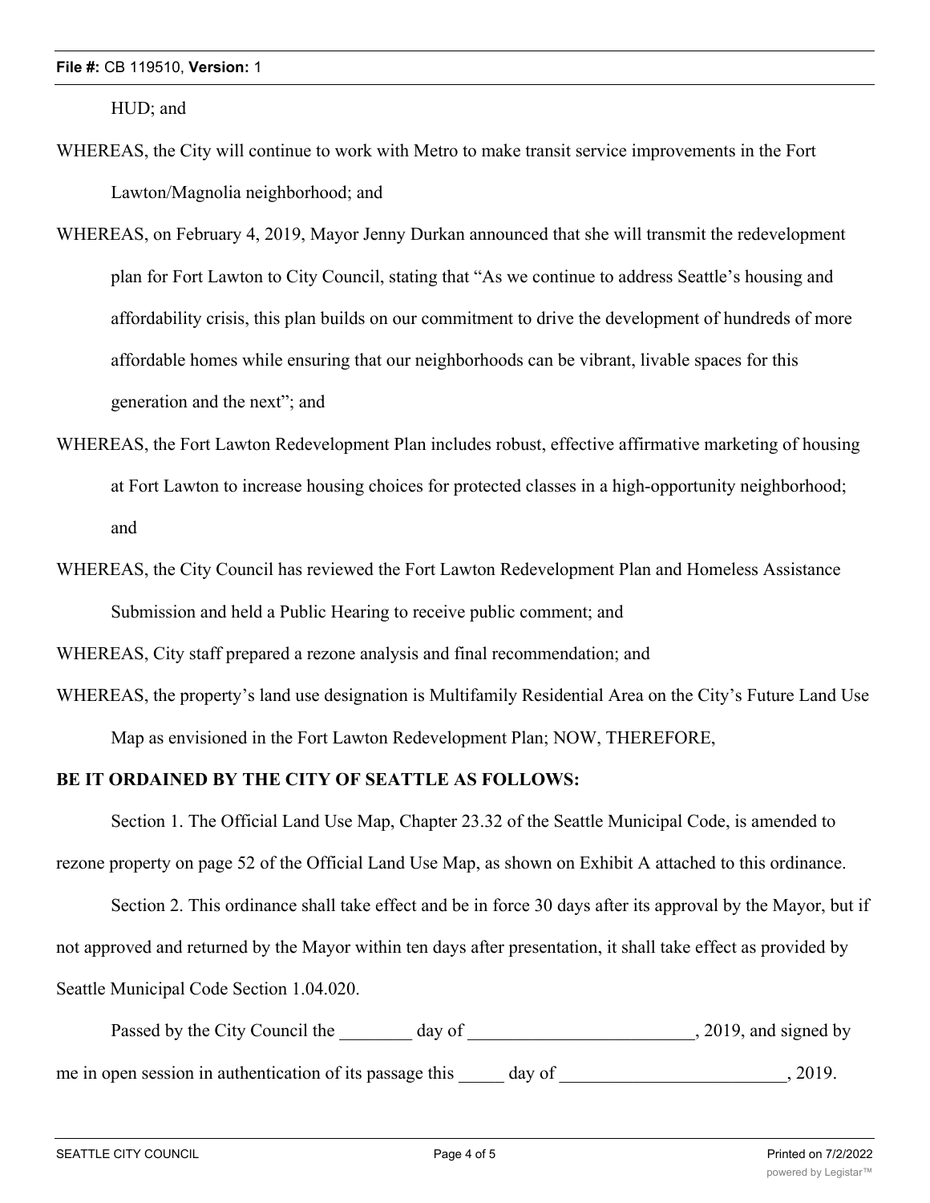HUD; and

WHEREAS, the City will continue to work with Metro to make transit service improvements in the Fort Lawton/Magnolia neighborhood; and

WHEREAS, on February 4, 2019, Mayor Jenny Durkan announced that she will transmit the redevelopment plan for Fort Lawton to City Council, stating that "As we continue to address Seattle's housing and affordability crisis, this plan builds on our commitment to drive the development of hundreds of more affordable homes while ensuring that our neighborhoods can be vibrant, livable spaces for this generation and the next"; and

WHEREAS, the Fort Lawton Redevelopment Plan includes robust, effective affirmative marketing of housing at Fort Lawton to increase housing choices for protected classes in a high-opportunity neighborhood; and

WHEREAS, the City Council has reviewed the Fort Lawton Redevelopment Plan and Homeless Assistance Submission and held a Public Hearing to receive public comment; and

WHEREAS, City staff prepared a rezone analysis and final recommendation; and

WHEREAS, the property's land use designation is Multifamily Residential Area on the City's Future Land Use Map as envisioned in the Fort Lawton Redevelopment Plan; NOW, THEREFORE,

**BE IT ORDAINED BY THE CITY OF SEATTLE AS FOLLOWS:**

Section 1. The Official Land Use Map, Chapter 23.32 of the Seattle Municipal Code, is amended to rezone property on page 52 of the Official Land Use Map, as shown on Exhibit A attached to this ordinance.

Section 2. This ordinance shall take effect and be in force 30 days after its approval by the Mayor, but if not approved and returned by the Mayor within ten days after presentation, it shall take effect as provided by Seattle Municipal Code Section 1.04.020.

Passed by the City Council the ________ day of _________________________, 2019, and signed by me in open session in authentication of its passage this _____ day of _________________________, 2019.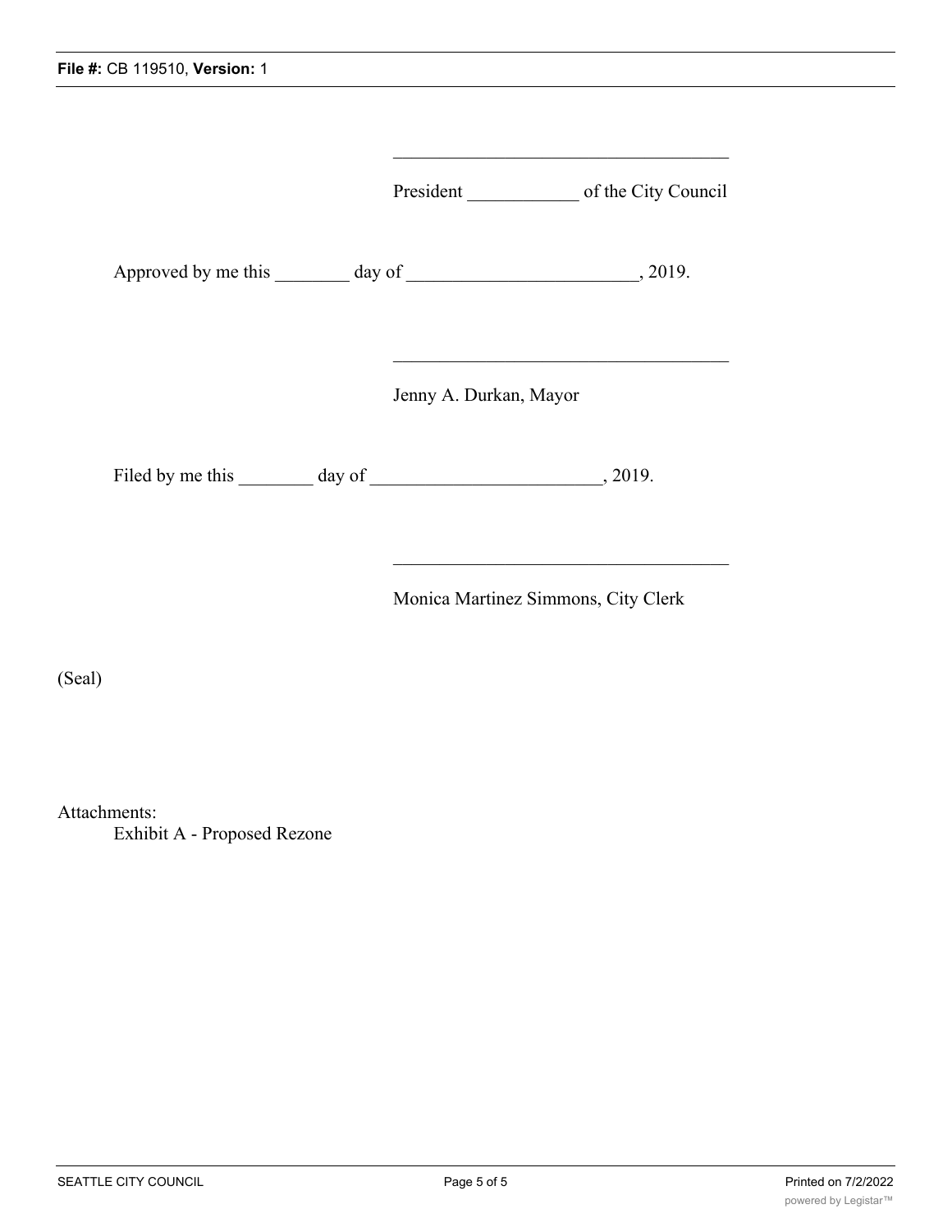\_\_\_\_\_\_\_\_\_\_\_\_\_\_\_\_\_\_\_\_\_\_\_\_\_\_\_\_\_\_\_\_\_\_\_\_\_

President \_\_\_\_\_\_\_\_\_\_\_\_ of the City Council

Approved by me this \_\_\_\_\_\_\_\_ day of \_\_\_\_\_\_\_\_\_\_\_\_\_\_\_\_\_\_\_\_\_\_\_\_\_, 2019.

\_\_\_\_\_\_\_\_\_\_\_\_\_\_\_\_\_\_\_\_\_\_\_\_\_\_\_\_\_\_\_\_\_\_\_\_\_

Jenny A. Durkan, Mayor

Filed by me this \_\_\_\_\_\_\_\_ day of \_\_\_\_\_\_\_\_\_\_\_\_\_\_\_\_\_\_\_\_\_\_\_\_\_, 2019.

\_\_\_\_\_\_\_\_\_\_\_\_\_\_\_\_\_\_\_\_\_\_\_\_\_\_\_\_\_\_\_\_\_\_\_\_\_

Monica Martinez Simmons, City Clerk

(Seal)

Attachments:

Exhibit A - Proposed Rezone